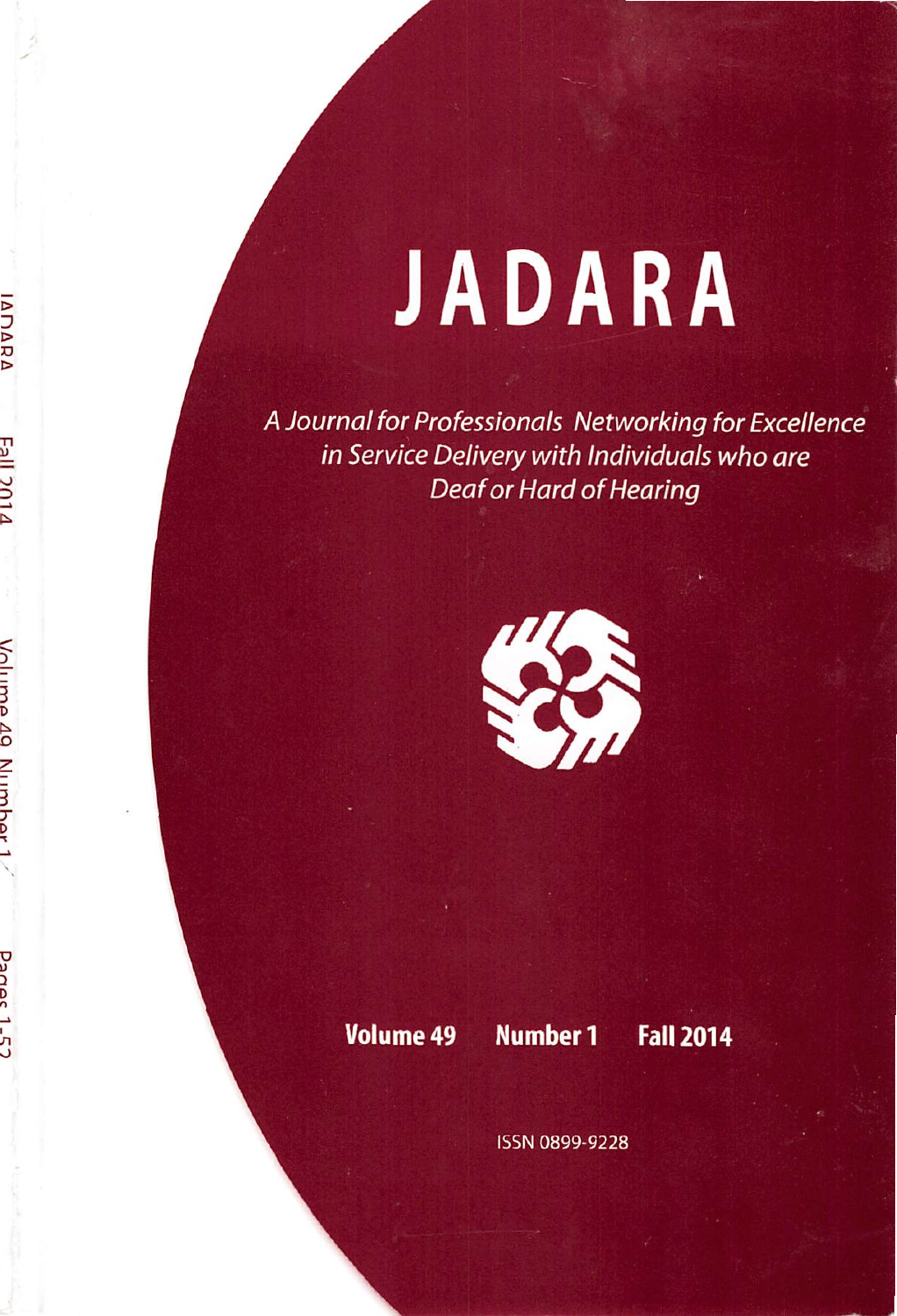# JADARA

*A Journal for Professionals Networking for Excellence in Service Delivery with Individuals who are Deaf or Hard of Hearing*

**Volume 49 Number 1 Fall 2014**

ISSN 0899-9228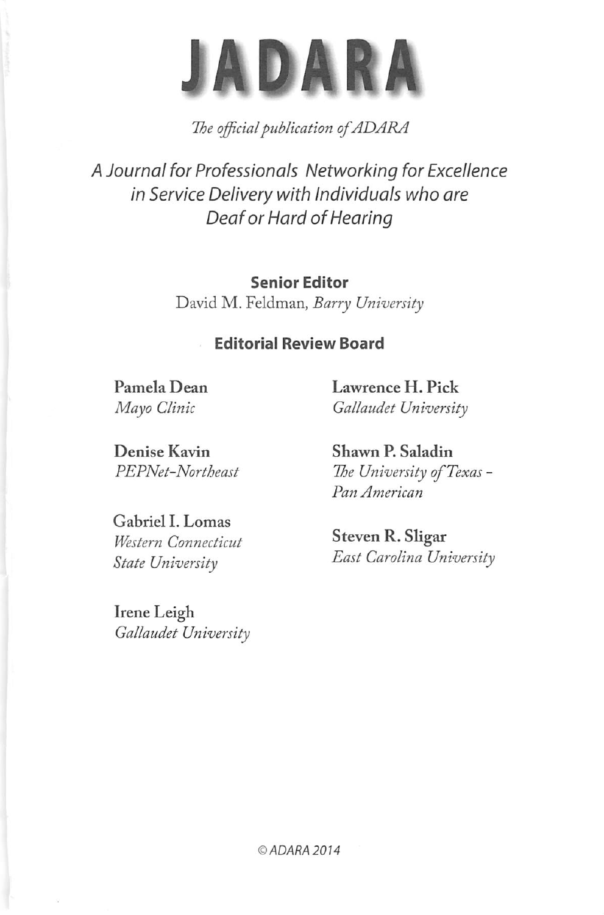# JADARA

*The official publication of ADARA*

*A Journal for Professionals Networking for Excellence in Service Delivery with Individuals who are Deaf or Hard of Hearing*

**Senior Editor**

David M. Feldman, *Barry University*

**Editorial Review Board**

**Pamela Dean**
*Mayo Clinic*

**Denise Kavin**
*PEPNet-Northeast*

**Gabriel I. Lomas**
*Western Connecticut State University*

**Irene Leigh**
*Gallaudet University*

**Lawrence H. Pick**
*Gallaudet University*

**Shawn P. Saladin**
*The University of Texas - Pan American*

**Steven R. Sligar**
*East Carolina University*

© ADARA 2014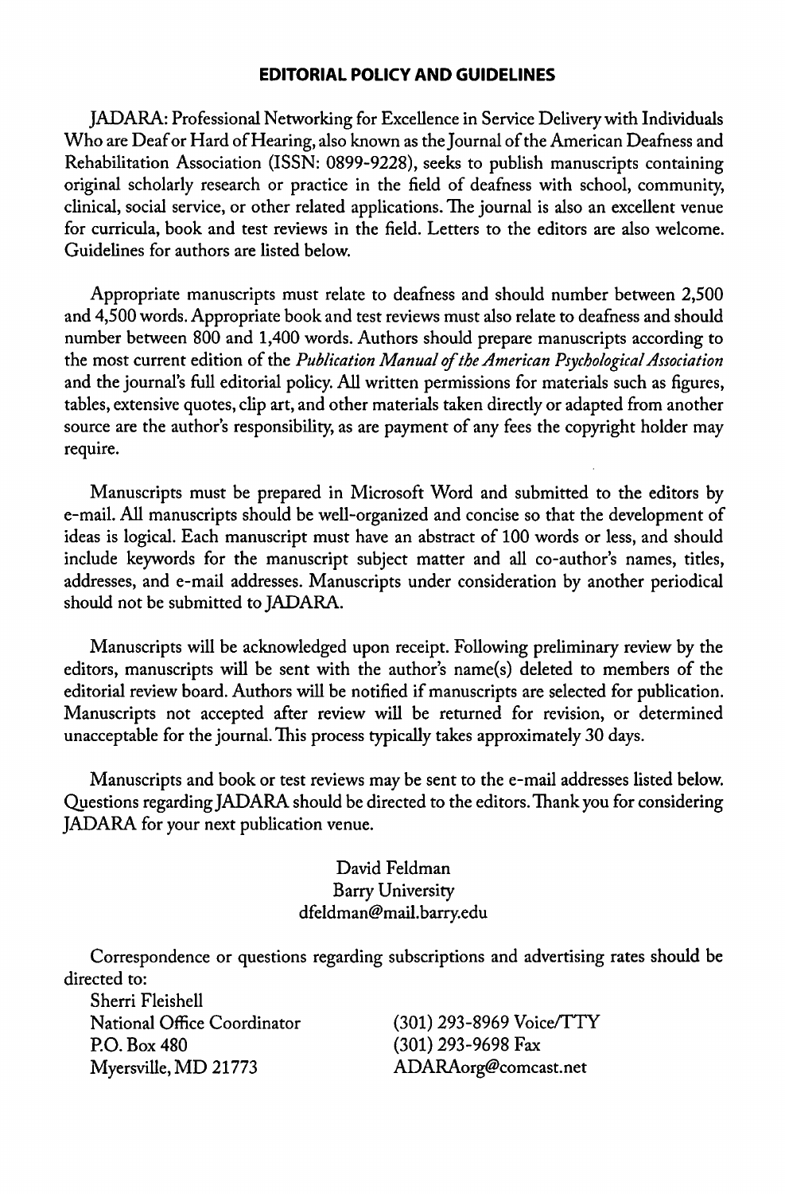## EDITORIAL POLICY AND GUIDELINES

JADARA: Professional Networking for Excellence in Service Delivery with Individuals Who are Deaf or Hard of Hearing, also known as the Journal of the American Deafness and Rehabilitation Association (ISSN: 0899-9228), seeks to publish manuscripts containing original scholarly research or practice in the field of deafness with school, community, clinical, social service, or other related applications. The journal is also an excellent venue for curricula, book and test reviews in the field. Letters to the editors are also welcome. Guidelines for authors are listed below.

Appropriate manuscripts must relate to deafness and should number between 2,500 and 4,500 words. Appropriate book and test reviews must also relate to deafness and should number between 800 and 1,400 words. Authors should prepare manuscripts according to the most current edition of the *Publication Manual of the American Psychological Association* and the journal's full editorial policy. All written permissions for materials such as figures, tables, extensive quotes, clip art, and other materials taken directly or adapted from another source are the author's responsibility, as are payment of any fees the copyright holder may require.

Manuscripts must be prepared in Microsoft Word and submitted to the editors by e-mail. All manuscripts should be well-organized and concise so that the development of ideas is logical. Each manuscript must have an abstract of 100 words or less, and should include keywords for the manuscript subject matter and all co-author's names, titles, addresses, and e-mail addresses. Manuscripts under consideration by another periodical should not be submitted to JADARA.

Manuscripts will be acknowledged upon receipt. Following preliminary review by the editors, manuscripts will be sent with the author's name(s) deleted to members of the editorial review board. Authors will be notified if manuscripts are selected for publication. Manuscripts not accepted after review will be returned for revision, or determined unacceptable for the journal. This process typically takes approximately 30 days.

Manuscripts and book or test reviews may be sent to the e-mail addresses listed below. Questions regarding JADARA should be directed to the editors. Thank you for considering JADARA for your next publication venue.

David Feldman
Barry University
dfeldman@mail.barry.edu

Correspondence or questions regarding subscriptions and advertising rates should be directed to:

Sherri Fleishell
National Office Coordinator
P.O. Box 480
Myersville, MD 21773

(301) 293-8969 Voice/TTY
(301) 293-9698 Fax
ADARAorg@comcast.net